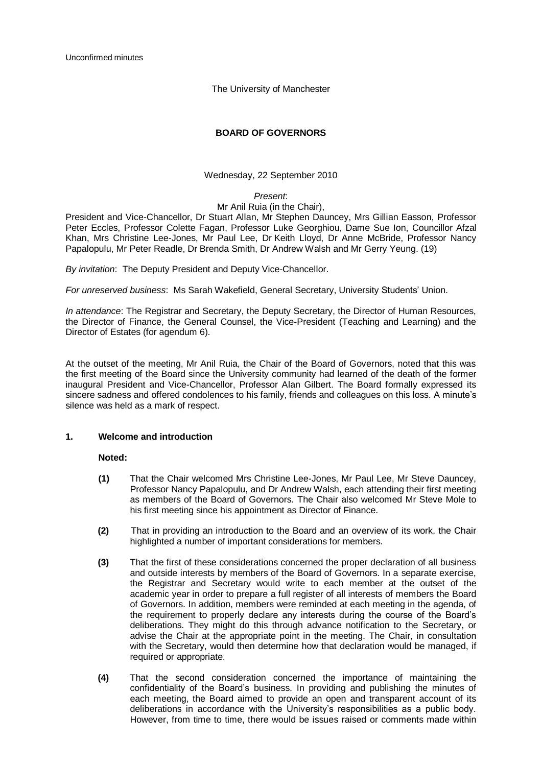Unconfirmed minutes

The University of Manchester

# BOARD OF GOVERNORS

Wednesday, 22 September 2010

*Present*:

Mr Anil Ruia (in the Chair),

President and Vice-Chancellor, Dr Stuart Allan, Mr Stephen Dauncey, Mrs Gillian Easson, Professor Peter Eccles, Professor Colette Fagan, Professor Luke Georghiou, Dame Sue Ion, Councillor Afzal Khan, Mrs Christine Lee-Jones, Mr Paul Lee, Dr Keith Lloyd, Dr Anne McBride, Professor Nancy Papalopulu, Mr Peter Readle, Dr Brenda Smith, Dr Andrew Walsh and Mr Gerry Yeung. (19)

*By invitation*: The Deputy President and Deputy Vice-Chancellor.

*For unreserved business*: Ms Sarah Wakefield, General Secretary, University Students' Union.

*In attendance*: The Registrar and Secretary, the Deputy Secretary, the Director of Human Resources, the Director of Finance, the General Counsel, the Vice-President (Teaching and Learning) and the Director of Estates (for agendum 6).

At the outset of the meeting, Mr Anil Ruia, the Chair of the Board of Governors, noted that this was the first meeting of the Board since the University community had learned of the death of the former inaugural President and Vice-Chancellor, Professor Alan Gilbert. The Board formally expressed its sincere sadness and offered condolences to his family, friends and colleagues on this loss. A minute's silence was held as a mark of respect.

## 1. Welcome and introduction

**Noted:**

**(1)** That the Chair welcomed Mrs Christine Lee-Jones, Mr Paul Lee, Mr Steve Dauncey, Professor Nancy Papalopulu, and Dr Andrew Walsh, each attending their first meeting as members of the Board of Governors. The Chair also welcomed Mr Steve Mole to his first meeting since his appointment as Director of Finance.

**(2)** That in providing an introduction to the Board and an overview of its work, the Chair highlighted a number of important considerations for members.

**(3)** That the first of these considerations concerned the proper declaration of all business and outside interests by members of the Board of Governors. In a separate exercise, the Registrar and Secretary would write to each member at the outset of the academic year in order to prepare a full register of all interests of members the Board of Governors. In addition, members were reminded at each meeting in the agenda, of the requirement to properly declare any interests during the course of the Board's deliberations. They might do this through advance notification to the Secretary, or advise the Chair at the appropriate point in the meeting. The Chair, in consultation with the Secretary, would then determine how that declaration would be managed, if required or appropriate.

**(4)** That the second consideration concerned the importance of maintaining the confidentiality of the Board's business. In providing and publishing the minutes of each meeting, the Board aimed to provide an open and transparent account of its deliberations in accordance with the University's responsibilities as a public body. However, from time to time, there would be issues raised or comments made within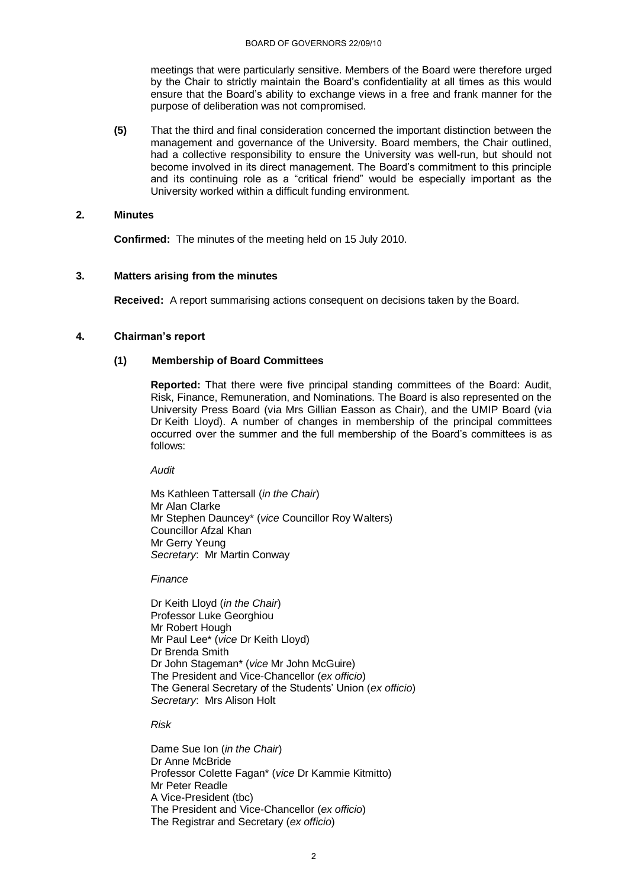meetings that were particularly sensitive. Members of the Board were therefore urged by the Chair to strictly maintain the Board's confidentiality at all times as this would ensure that the Board's ability to exchange views in a free and frank manner for the purpose of deliberation was not compromised.

**(5)** That the third and final consideration concerned the important distinction between the management and governance of the University. Board members, the Chair outlined, had a collective responsibility to ensure the University was well-run, but should not become involved in its direct management. The Board's commitment to this principle and its continuing role as a "critical friend" would be especially important as the University worked within a difficult funding environment.

## 2. Minutes

**Confirmed:** The minutes of the meeting held on 15 July 2010.

## 3. Matters arising from the minutes

**Received:** A report summarising actions consequent on decisions taken by the Board.

## 4. Chairman's report

### (1) Membership of Board Committees

**Reported:** That there were five principal standing committees of the Board: Audit, Risk, Finance, Remuneration, and Nominations. The Board is also represented on the University Press Board (via Mrs Gillian Easson as Chair), and the UMIP Board (via Dr Keith Lloyd). A number of changes in membership of the principal committees occurred over the summer and the full membership of the Board's committees is as follows:

*Audit*

Ms Kathleen Tattersall (*in the Chair*)
Mr Alan Clarke
Mr Stephen Dauncey* (*vice* Councillor Roy Walters)
Councillor Afzal Khan
Mr Gerry Yeung
*Secretary*: Mr Martin Conway

*Finance*

Dr Keith Lloyd (*in the Chair*)
Professor Luke Georghiou
Mr Robert Hough
Mr Paul Lee* (*vice* Dr Keith Lloyd)
Dr Brenda Smith
Dr John Stageman* (*vice* Mr John McGuire)
The President and Vice-Chancellor (*ex officio*)
The General Secretary of the Students' Union (*ex officio*)
*Secretary*: Mrs Alison Holt

*Risk*

Dame Sue Ion (*in the Chair*)
Dr Anne McBride
Professor Colette Fagan* (*vice* Dr Kammie Kitmitto)
Mr Peter Readle
A Vice-President (tbc)
The President and Vice-Chancellor (*ex officio*)
The Registrar and Secretary (*ex officio*)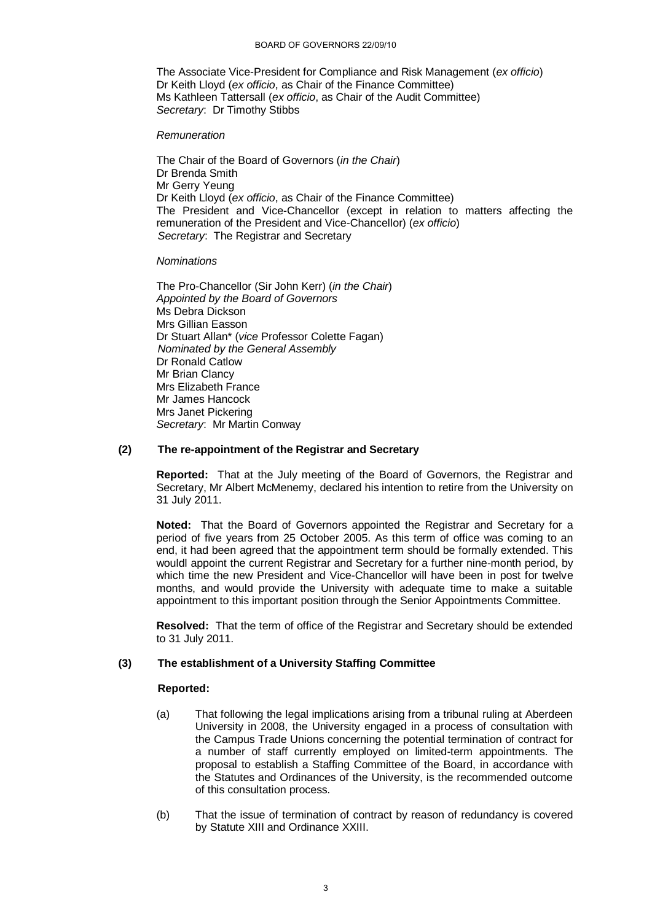The Associate Vice-President for Compliance and Risk Management (*ex officio*)
Dr Keith Lloyd (*ex officio*, as Chair of the Finance Committee)
Ms Kathleen Tattersall (*ex officio*, as Chair of the Audit Committee)
*Secretary*: Dr Timothy Stibbs

*Remuneration*

The Chair of the Board of Governors (*in the Chair*)
Dr Brenda Smith
Mr Gerry Yeung
Dr Keith Lloyd (*ex officio*, as Chair of the Finance Committee)
The President and Vice-Chancellor (except in relation to matters affecting the remuneration of the President and Vice-Chancellor) (*ex officio*)
*Secretary*: The Registrar and Secretary

*Nominations*

The Pro-Chancellor (Sir John Kerr) (*in the Chair*)
*Appointed by the Board of Governors*
Ms Debra Dickson
Mrs Gillian Easson
Dr Stuart Allan* (*vice* Professor Colette Fagan)
*Nominated by the General Assembly*
Dr Ronald Catlow
Mr Brian Clancy
Mrs Elizabeth France
Mr James Hancock
Mrs Janet Pickering
*Secretary*: Mr Martin Conway

**(2) The re-appointment of the Registrar and Secretary**

**Reported:** That at the July meeting of the Board of Governors, the Registrar and Secretary, Mr Albert McMenemy, declared his intention to retire from the University on 31 July 2011.

**Noted:** That the Board of Governors appointed the Registrar and Secretary for a period of five years from 25 October 2005. As this term of office was coming to an end, it had been agreed that the appointment term should be formally extended. This wouldl appoint the current Registrar and Secretary for a further nine-month period, by which time the new President and Vice-Chancellor will have been in post for twelve months, and would provide the University with adequate time to make a suitable appointment to this important position through the Senior Appointments Committee.

**Resolved:** That the term of office of the Registrar and Secretary should be extended to 31 July 2011.

**(3) The establishment of a University Staffing Committee**

**Reported:**

(a) That following the legal implications arising from a tribunal ruling at Aberdeen University in 2008, the University engaged in a process of consultation with the Campus Trade Unions concerning the potential termination of contract for a number of staff currently employed on limited-term appointments. The proposal to establish a Staffing Committee of the Board, in accordance with the Statutes and Ordinances of the University, is the recommended outcome of this consultation process.

(b) That the issue of termination of contract by reason of redundancy is covered by Statute XIII and Ordinance XXIII.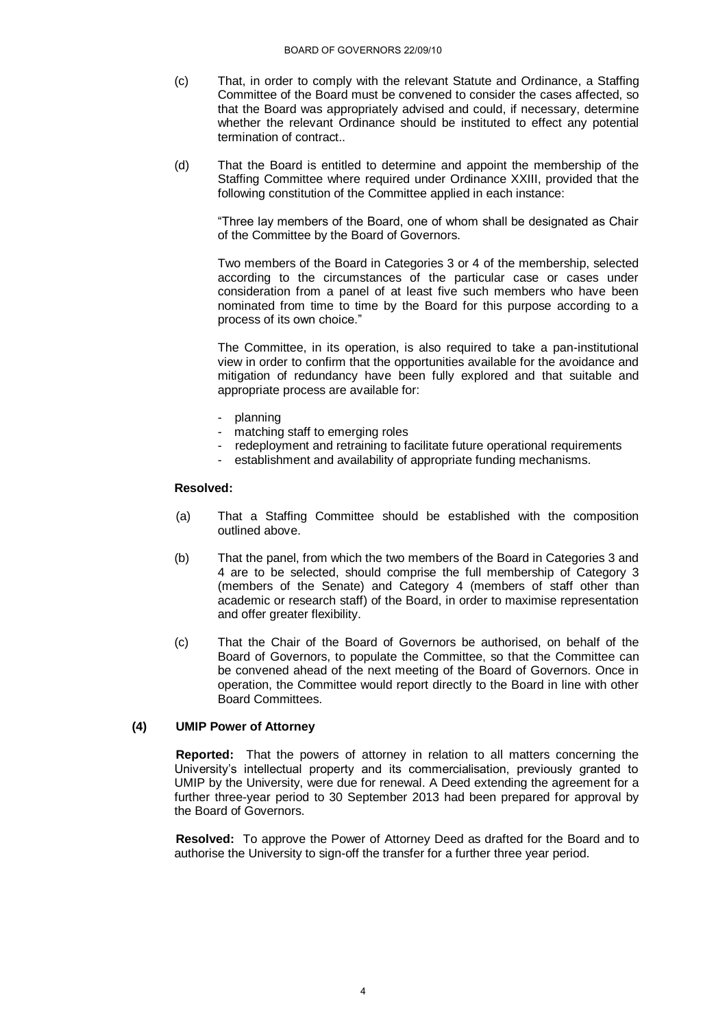(c) That, in order to comply with the relevant Statute and Ordinance, a Staffing Committee of the Board must be convened to consider the cases affected, so that the Board was appropriately advised and could, if necessary, determine whether the relevant Ordinance should be instituted to effect any potential termination of contract..

(d) That the Board is entitled to determine and appoint the membership of the Staffing Committee where required under Ordinance XXIII, provided that the following constitution of the Committee applied in each instance:

"Three lay members of the Board, one of whom shall be designated as Chair of the Committee by the Board of Governors.

Two members of the Board in Categories 3 or 4 of the membership, selected according to the circumstances of the particular case or cases under consideration from a panel of at least five such members who have been nominated from time to time by the Board for this purpose according to a process of its own choice."

The Committee, in its operation, is also required to take a pan-institutional view in order to confirm that the opportunities available for the avoidance and mitigation of redundancy have been fully explored and that suitable and appropriate process are available for:

- planning
- matching staff to emerging roles
- redeployment and retraining to facilitate future operational requirements
- establishment and availability of appropriate funding mechanisms.

**Resolved:**

(a) That a Staffing Committee should be established with the composition outlined above.

(b) That the panel, from which the two members of the Board in Categories 3 and 4 are to be selected, should comprise the full membership of Category 3 (members of the Senate) and Category 4 (members of staff other than academic or research staff) of the Board, in order to maximise representation and offer greater flexibility.

(c) That the Chair of the Board of Governors be authorised, on behalf of the Board of Governors, to populate the Committee, so that the Committee can be convened ahead of the next meeting of the Board of Governors. Once in operation, the Committee would report directly to the Board in line with other Board Committees.

**(4) UMIP Power of Attorney**

**Reported:** That the powers of attorney in relation to all matters concerning the University's intellectual property and its commercialisation, previously granted to UMIP by the University, were due for renewal. A Deed extending the agreement for a further three-year period to 30 September 2013 had been prepared for approval by the Board of Governors.

**Resolved:** To approve the Power of Attorney Deed as drafted for the Board and to authorise the University to sign-off the transfer for a further three year period.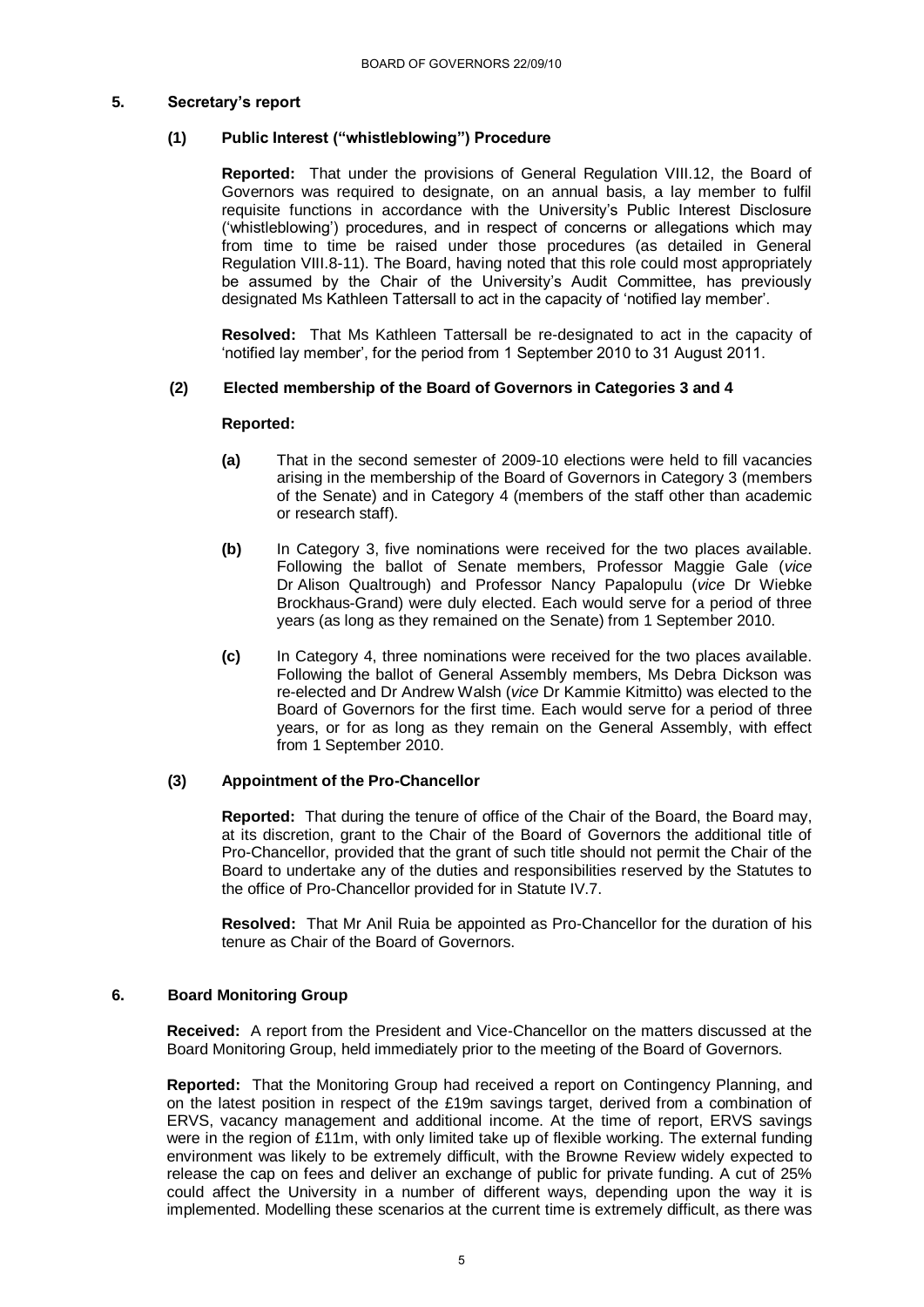## 5. Secretary's report

### (1) Public Interest ("whistleblowing") Procedure

**Reported:** That under the provisions of General Regulation VIII.12, the Board of Governors was required to designate, on an annual basis, a lay member to fulfil requisite functions in accordance with the University's Public Interest Disclosure ('whistleblowing') procedures, and in respect of concerns or allegations which may from time to time be raised under those procedures (as detailed in General Regulation VIII.8-11). The Board, having noted that this role could most appropriately be assumed by the Chair of the University's Audit Committee, has previously designated Ms Kathleen Tattersall to act in the capacity of 'notified lay member'.

**Resolved:** That Ms Kathleen Tattersall be re-designated to act in the capacity of 'notified lay member', for the period from 1 September 2010 to 31 August 2011.

### (2) Elected membership of the Board of Governors in Categories 3 and 4

**Reported:**

**(a)** That in the second semester of 2009-10 elections were held to fill vacancies arising in the membership of the Board of Governors in Category 3 (members of the Senate) and in Category 4 (members of the staff other than academic or research staff).

**(b)** In Category 3, five nominations were received for the two places available. Following the ballot of Senate members, Professor Maggie Gale (*vice* Dr Alison Qualtrough) and Professor Nancy Papalopulu (*vice* Dr Wiebke Brockhaus-Grand) were duly elected. Each would serve for a period of three years (as long as they remained on the Senate) from 1 September 2010.

**(c)** In Category 4, three nominations were received for the two places available. Following the ballot of General Assembly members, Ms Debra Dickson was re-elected and Dr Andrew Walsh (*vice* Dr Kammie Kitmitto) was elected to the Board of Governors for the first time. Each would serve for a period of three years, or for as long as they remain on the General Assembly, with effect from 1 September 2010.

### (3) Appointment of the Pro-Chancellor

**Reported:** That during the tenure of office of the Chair of the Board, the Board may, at its discretion, grant to the Chair of the Board of Governors the additional title of Pro-Chancellor, provided that the grant of such title should not permit the Chair of the Board to undertake any of the duties and responsibilities reserved by the Statutes to the office of Pro-Chancellor provided for in Statute IV.7.

**Resolved:** That Mr Anil Ruia be appointed as Pro-Chancellor for the duration of his tenure as Chair of the Board of Governors.

## 6. Board Monitoring Group

**Received:** A report from the President and Vice-Chancellor on the matters discussed at the Board Monitoring Group, held immediately prior to the meeting of the Board of Governors.

**Reported:** That the Monitoring Group had received a report on Contingency Planning, and on the latest position in respect of the £19m savings target, derived from a combination of ERVS, vacancy management and additional income. At the time of report, ERVS savings were in the region of £11m, with only limited take up of flexible working. The external funding environment was likely to be extremely difficult, with the Browne Review widely expected to release the cap on fees and deliver an exchange of public for private funding. A cut of 25% could affect the University in a number of different ways, depending upon the way it is implemented. Modelling these scenarios at the current time is extremely difficult, as there was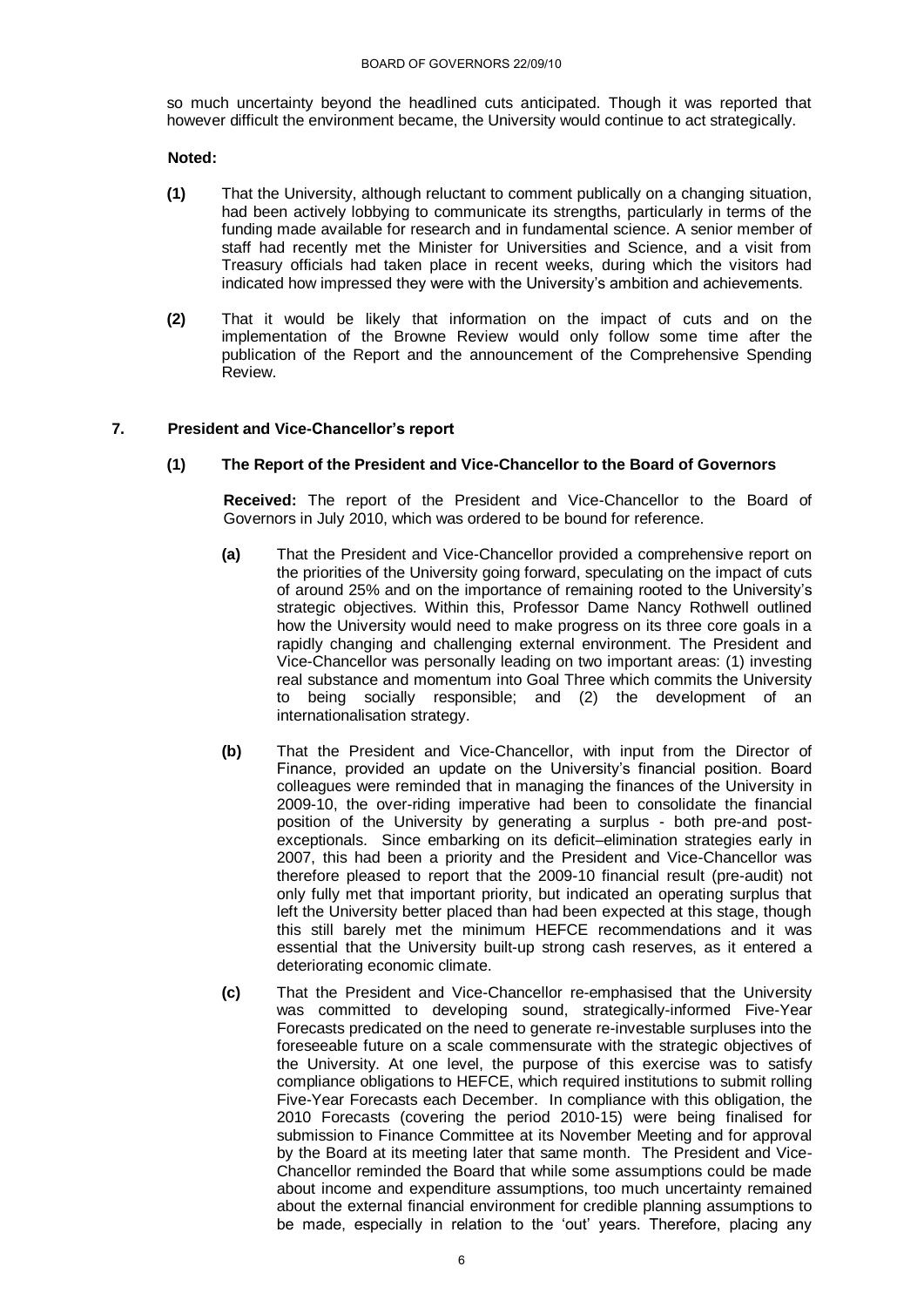so much uncertainty beyond the headlined cuts anticipated. Though it was reported that however difficult the environment became, the University would continue to act strategically.

**Noted:**

**(1)** That the University, although reluctant to comment publically on a changing situation, had been actively lobbying to communicate its strengths, particularly in terms of the funding made available for research and in fundamental science. A senior member of staff had recently met the Minister for Universities and Science, and a visit from Treasury officials had taken place in recent weeks, during which the visitors had indicated how impressed they were with the University's ambition and achievements.

**(2)** That it would be likely that information on the impact of cuts and on the implementation of the Browne Review would only follow some time after the publication of the Report and the announcement of the Comprehensive Spending Review.

## 7. President and Vice-Chancellor's report

### (1) The Report of the President and Vice-Chancellor to the Board of Governors

**Received:** The report of the President and Vice-Chancellor to the Board of Governors in July 2010, which was ordered to be bound for reference.

**(a)** That the President and Vice-Chancellor provided a comprehensive report on the priorities of the University going forward, speculating on the impact of cuts of around 25% and on the importance of remaining rooted to the University's strategic objectives. Within this, Professor Dame Nancy Rothwell outlined how the University would need to make progress on its three core goals in a rapidly changing and challenging external environment. The President and Vice-Chancellor was personally leading on two important areas: (1) investing real substance and momentum into Goal Three which commits the University to being socially responsible; and (2) the development of an internationalisation strategy.

**(b)** That the President and Vice-Chancellor, with input from the Director of Finance, provided an update on the University's financial position. Board colleagues were reminded that in managing the finances of the University in 2009-10, the over-riding imperative had been to consolidate the financial position of the University by generating a surplus - both pre-and post-exceptionals. Since embarking on its deficit–elimination strategies early in 2007, this had been a priority and the President and Vice-Chancellor was therefore pleased to report that the 2009-10 financial result (pre-audit) not only fully met that important priority, but indicated an operating surplus that left the University better placed than had been expected at this stage, though this still barely met the minimum HEFCE recommendations and it was essential that the University built-up strong cash reserves, as it entered a deteriorating economic climate.

**(c)** That the President and Vice-Chancellor re-emphasised that the University was committed to developing sound, strategically-informed Five-Year Forecasts predicated on the need to generate re-investable surpluses into the foreseeable future on a scale commensurate with the strategic objectives of the University. At one level, the purpose of this exercise was to satisfy compliance obligations to HEFCE, which required institutions to submit rolling Five-Year Forecasts each December. In compliance with this obligation, the 2010 Forecasts (covering the period 2010-15) were being finalised for submission to Finance Committee at its November Meeting and for approval by the Board at its meeting later that same month. The President and Vice-Chancellor reminded the Board that while some assumptions could be made about income and expenditure assumptions, too much uncertainty remained about the external financial environment for credible planning assumptions to be made, especially in relation to the 'out' years. Therefore, placing any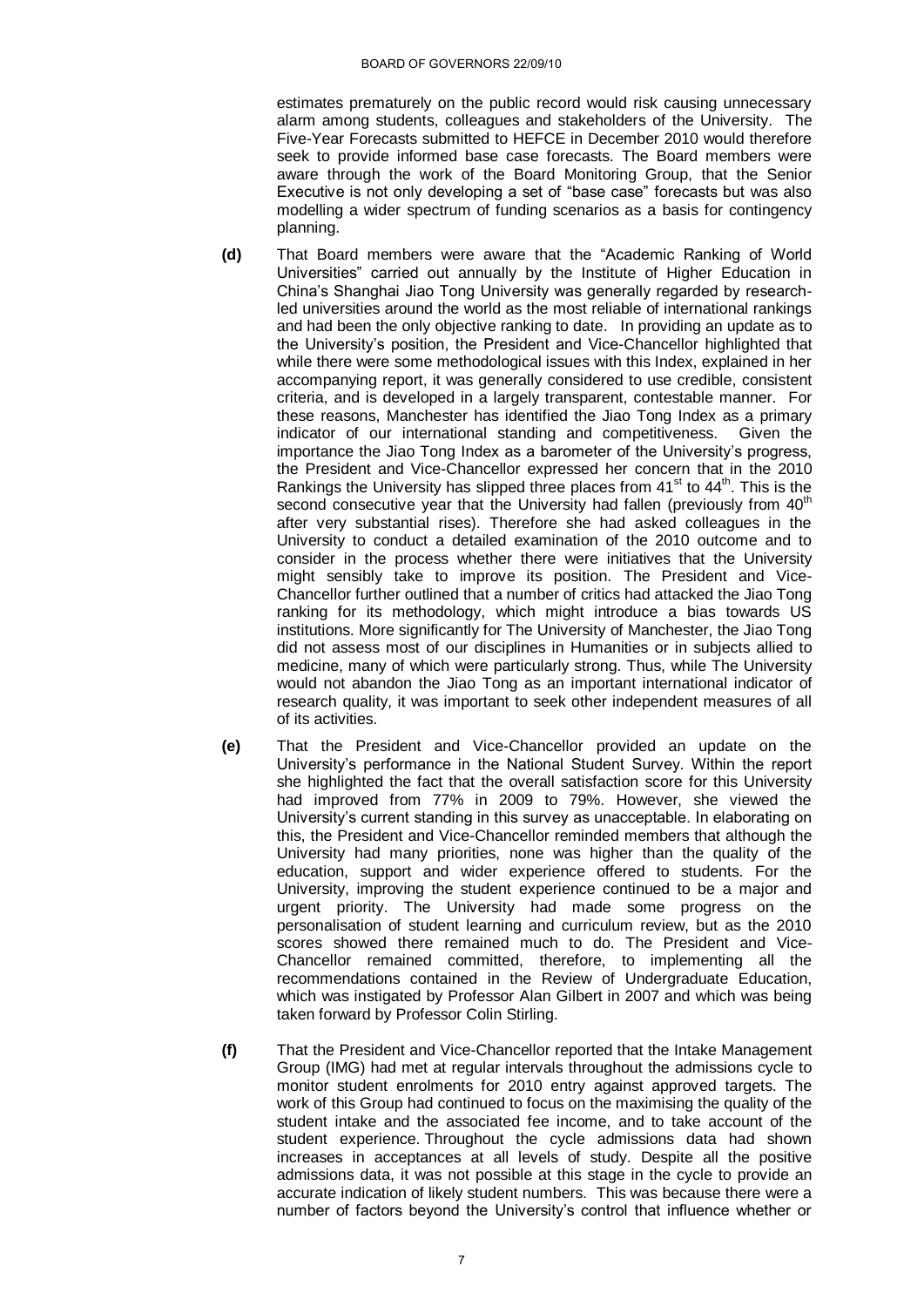estimates prematurely on the public record would risk causing unnecessary alarm among students, colleagues and stakeholders of the University. The Five-Year Forecasts submitted to HEFCE in December 2010 would therefore seek to provide informed base case forecasts. The Board members were aware through the work of the Board Monitoring Group, that the Senior Executive is not only developing a set of "base case" forecasts but was also modelling a wider spectrum of funding scenarios as a basis for contingency planning.

**(d)** That Board members were aware that the "Academic Ranking of World Universities" carried out annually by the Institute of Higher Education in China's Shanghai Jiao Tong University was generally regarded by research-led universities around the world as the most reliable of international rankings and had been the only objective ranking to date. In providing an update as to the University's position, the President and Vice-Chancellor highlighted that while there were some methodological issues with this Index, explained in her accompanying report, it was generally considered to use credible, consistent criteria, and is developed in a largely transparent, contestable manner. For these reasons, Manchester has identified the Jiao Tong Index as a primary indicator of our international standing and competitiveness. Given the importance the Jiao Tong Index as a barometer of the University's progress, the President and Vice-Chancellor expressed her concern that in the 2010 Rankings the University has slipped three places from 41st to 44th. This is the second consecutive year that the University had fallen (previously from 40th after very substantial rises). Therefore she had asked colleagues in the University to conduct a detailed examination of the 2010 outcome and to consider in the process whether there were initiatives that the University might sensibly take to improve its position. The President and Vice-Chancellor further outlined that a number of critics had attacked the Jiao Tong ranking for its methodology, which might introduce a bias towards US institutions. More significantly for The University of Manchester, the Jiao Tong did not assess most of our disciplines in Humanities or in subjects allied to medicine, many of which were particularly strong. Thus, while The University would not abandon the Jiao Tong as an important international indicator of research quality, it was important to seek other independent measures of all of its activities.

**(e)** That the President and Vice-Chancellor provided an update on the University's performance in the National Student Survey. Within the report she highlighted the fact that the overall satisfaction score for this University had improved from 77% in 2009 to 79%. However, she viewed the University's current standing in this survey as unacceptable. In elaborating on this, the President and Vice-Chancellor reminded members that although the University had many priorities, none was higher than the quality of the education, support and wider experience offered to students. For the University, improving the student experience continued to be a major and urgent priority. The University had made some progress on the personalisation of student learning and curriculum review, but as the 2010 scores showed there remained much to do. The President and Vice-Chancellor remained committed, therefore, to implementing all the recommendations contained in the Review of Undergraduate Education, which was instigated by Professor Alan Gilbert in 2007 and which was being taken forward by Professor Colin Stirling.

**(f)** That the President and Vice-Chancellor reported that the Intake Management Group (IMG) had met at regular intervals throughout the admissions cycle to monitor student enrolments for 2010 entry against approved targets. The work of this Group had continued to focus on the maximising the quality of the student intake and the associated fee income, and to take account of the student experience. Throughout the cycle admissions data had shown increases in acceptances at all levels of study. Despite all the positive admissions data, it was not possible at this stage in the cycle to provide an accurate indication of likely student numbers. This was because there were a number of factors beyond the University's control that influence whether or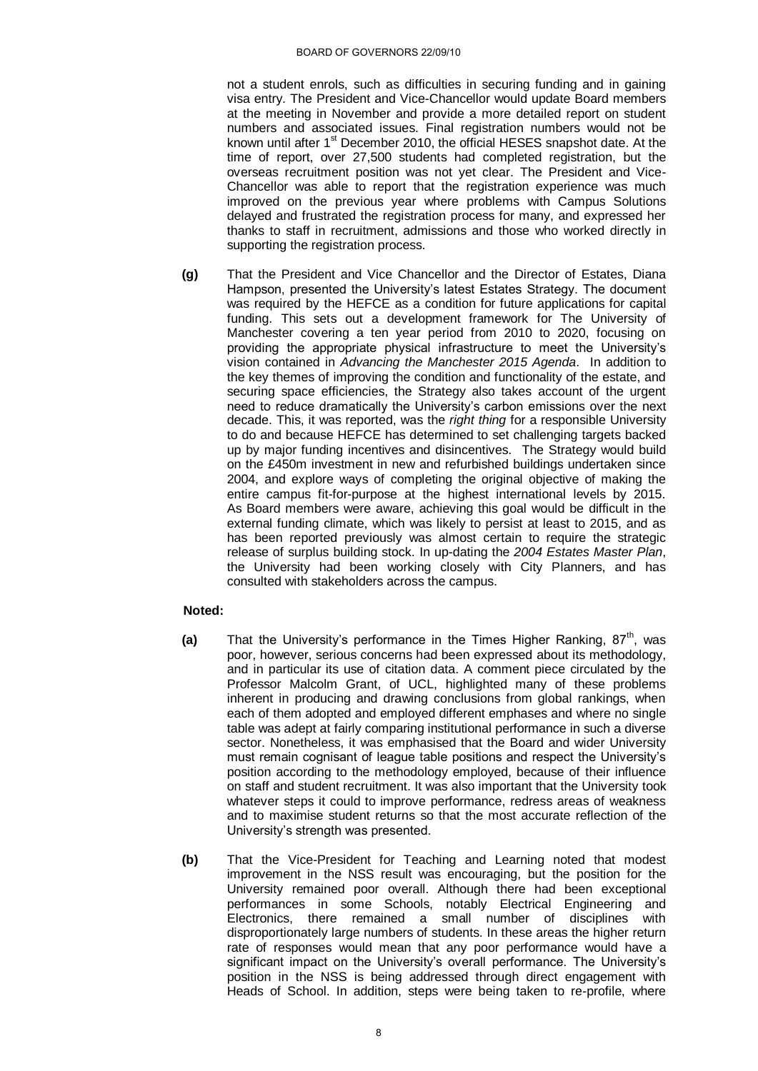not a student enrols, such as difficulties in securing funding and in gaining visa entry. The President and Vice-Chancellor would update Board members at the meeting in November and provide a more detailed report on student numbers and associated issues. Final registration numbers would not be known until after 1st December 2010, the official HESES snapshot date. At the time of report, over 27,500 students had completed registration, but the overseas recruitment position was not yet clear. The President and Vice-Chancellor was able to report that the registration experience was much improved on the previous year where problems with Campus Solutions delayed and frustrated the registration process for many, and expressed her thanks to staff in recruitment, admissions and those who worked directly in supporting the registration process.

**(g)** That the President and Vice Chancellor and the Director of Estates, Diana Hampson, presented the University's latest Estates Strategy. The document was required by the HEFCE as a condition for future applications for capital funding. This sets out a development framework for The University of Manchester covering a ten year period from 2010 to 2020, focusing on providing the appropriate physical infrastructure to meet the University's vision contained in *Advancing the Manchester 2015 Agenda*. In addition to the key themes of improving the condition and functionality of the estate, and securing space efficiencies, the Strategy also takes account of the urgent need to reduce dramatically the University's carbon emissions over the next decade. This, it was reported, was the *right thing* for a responsible University to do and because HEFCE has determined to set challenging targets backed up by major funding incentives and disincentives. The Strategy would build on the £450m investment in new and refurbished buildings undertaken since 2004, and explore ways of completing the original objective of making the entire campus fit-for-purpose at the highest international levels by 2015. As Board members were aware, achieving this goal would be difficult in the external funding climate, which was likely to persist at least to 2015, and as has been reported previously was almost certain to require the strategic release of surplus building stock. In up-dating the *2004 Estates Master Plan*, the University had been working closely with City Planners, and has consulted with stakeholders across the campus.

**Noted:**

**(a)** That the University's performance in the Times Higher Ranking, 87th, was poor, however, serious concerns had been expressed about its methodology, and in particular its use of citation data. A comment piece circulated by the Professor Malcolm Grant, of UCL, highlighted many of these problems inherent in producing and drawing conclusions from global rankings, when each of them adopted and employed different emphases and where no single table was adept at fairly comparing institutional performance in such a diverse sector. Nonetheless, it was emphasised that the Board and wider University must remain cognisant of league table positions and respect the University's position according to the methodology employed, because of their influence on staff and student recruitment. It was also important that the University took whatever steps it could to improve performance, redress areas of weakness and to maximise student returns so that the most accurate reflection of the University's strength was presented.

**(b)** That the Vice-President for Teaching and Learning noted that modest improvement in the NSS result was encouraging, but the position for the University remained poor overall. Although there had been exceptional performances in some Schools, notably Electrical Engineering and Electronics, there remained a small number of disciplines with disproportionately large numbers of students. In these areas the higher return rate of responses would mean that any poor performance would have a significant impact on the University's overall performance. The University's position in the NSS is being addressed through direct engagement with Heads of School. In addition, steps were being taken to re-profile, where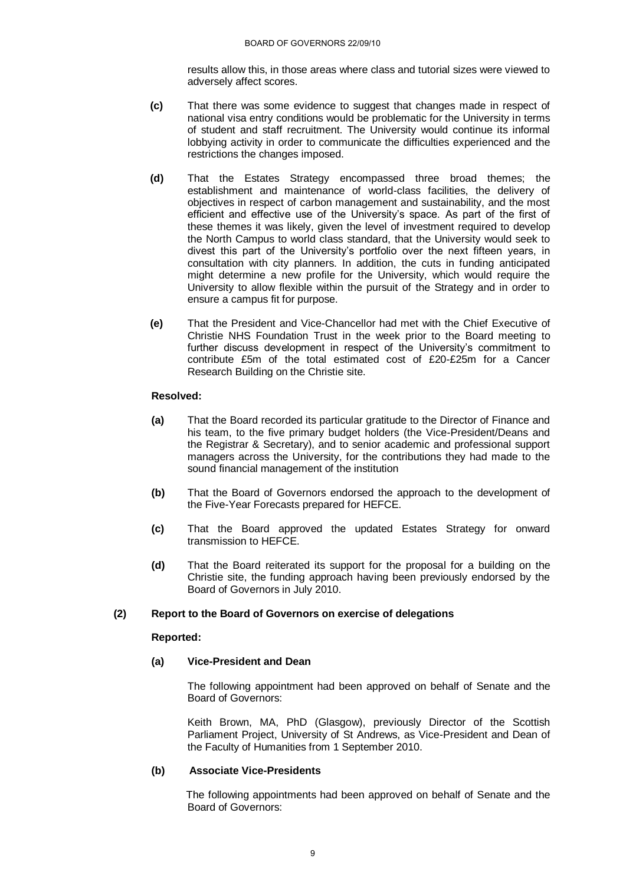results allow this, in those areas where class and tutorial sizes were viewed to adversely affect scores.

**(c)** That there was some evidence to suggest that changes made in respect of national visa entry conditions would be problematic for the University in terms of student and staff recruitment. The University would continue its informal lobbying activity in order to communicate the difficulties experienced and the restrictions the changes imposed.

**(d)** That the Estates Strategy encompassed three broad themes; the establishment and maintenance of world-class facilities, the delivery of objectives in respect of carbon management and sustainability, and the most efficient and effective use of the University's space. As part of the first of these themes it was likely, given the level of investment required to develop the North Campus to world class standard, that the University would seek to divest this part of the University's portfolio over the next fifteen years, in consultation with city planners. In addition, the cuts in funding anticipated might determine a new profile for the University, which would require the University to allow flexible within the pursuit of the Strategy and in order to ensure a campus fit for purpose.

**(e)** That the President and Vice-Chancellor had met with the Chief Executive of Christie NHS Foundation Trust in the week prior to the Board meeting to further discuss development in respect of the University's commitment to contribute £5m of the total estimated cost of £20-£25m for a Cancer Research Building on the Christie site.

**Resolved:**

**(a)** That the Board recorded its particular gratitude to the Director of Finance and his team, to the five primary budget holders (the Vice-President/Deans and the Registrar & Secretary), and to senior academic and professional support managers across the University, for the contributions they had made to the sound financial management of the institution

**(b)** That the Board of Governors endorsed the approach to the development of the Five-Year Forecasts prepared for HEFCE.

**(c)** That the Board approved the updated Estates Strategy for onward transmission to HEFCE.

**(d)** That the Board reiterated its support for the proposal for a building on the Christie site, the funding approach having been previously endorsed by the Board of Governors in July 2010.

### (2) Report to the Board of Governors on exercise of delegations

**Reported:**

**(a) Vice-President and Dean**

The following appointment had been approved on behalf of Senate and the Board of Governors:

Keith Brown, MA, PhD (Glasgow), previously Director of the Scottish Parliament Project, University of St Andrews, as Vice-President and Dean of the Faculty of Humanities from 1 September 2010.

**(b) Associate Vice-Presidents**

The following appointments had been approved on behalf of Senate and the Board of Governors: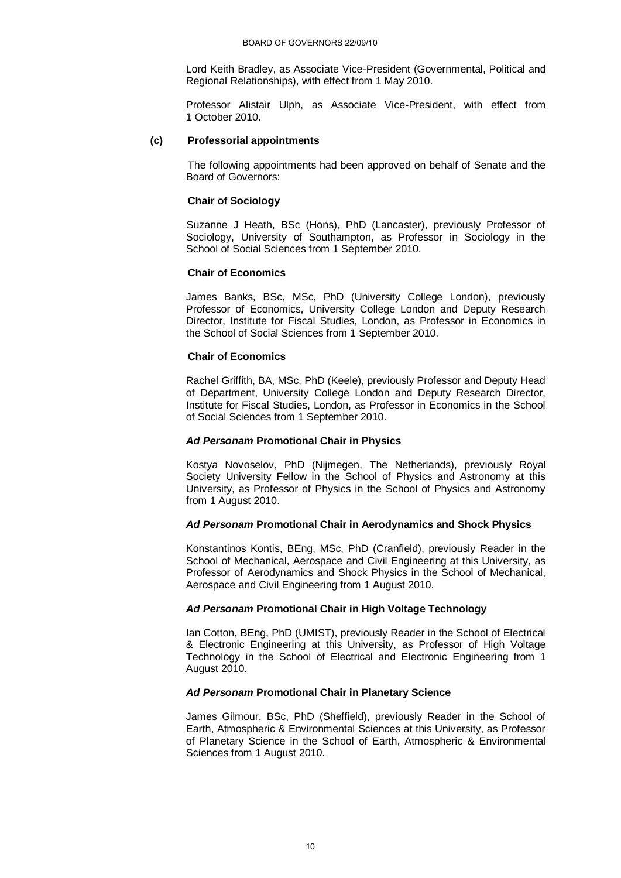Lord Keith Bradley, as Associate Vice-President (Governmental, Political and Regional Relationships), with effect from 1 May 2010.

Professor Alistair Ulph, as Associate Vice-President, with effect from 1 October 2010.

**(c) Professorial appointments**

The following appointments had been approved on behalf of Senate and the Board of Governors:

**Chair of Sociology**

Suzanne J Heath, BSc (Hons), PhD (Lancaster), previously Professor of Sociology, University of Southampton, as Professor in Sociology in the School of Social Sciences from 1 September 2010.

**Chair of Economics**

James Banks, BSc, MSc, PhD (University College London), previously Professor of Economics, University College London and Deputy Research Director, Institute for Fiscal Studies, London, as Professor in Economics in the School of Social Sciences from 1 September 2010.

**Chair of Economics**

Rachel Griffith, BA, MSc, PhD (Keele), previously Professor and Deputy Head of Department, University College London and Deputy Research Director, Institute for Fiscal Studies, London, as Professor in Economics in the School of Social Sciences from 1 September 2010.

***Ad Personam* Promotional Chair in Physics**

Kostya Novoselov, PhD (Nijmegen, The Netherlands), previously Royal Society University Fellow in the School of Physics and Astronomy at this University, as Professor of Physics in the School of Physics and Astronomy from 1 August 2010.

***Ad Personam* Promotional Chair in Aerodynamics and Shock Physics**

Konstantinos Kontis, BEng, MSc, PhD (Cranfield), previously Reader in the School of Mechanical, Aerospace and Civil Engineering at this University, as Professor of Aerodynamics and Shock Physics in the School of Mechanical, Aerospace and Civil Engineering from 1 August 2010.

***Ad Personam* Promotional Chair in High Voltage Technology**

Ian Cotton, BEng, PhD (UMIST), previously Reader in the School of Electrical & Electronic Engineering at this University, as Professor of High Voltage Technology in the School of Electrical and Electronic Engineering from 1 August 2010.

***Ad Personam* Promotional Chair in Planetary Science**

James Gilmour, BSc, PhD (Sheffield), previously Reader in the School of Earth, Atmospheric & Environmental Sciences at this University, as Professor of Planetary Science in the School of Earth, Atmospheric & Environmental Sciences from 1 August 2010.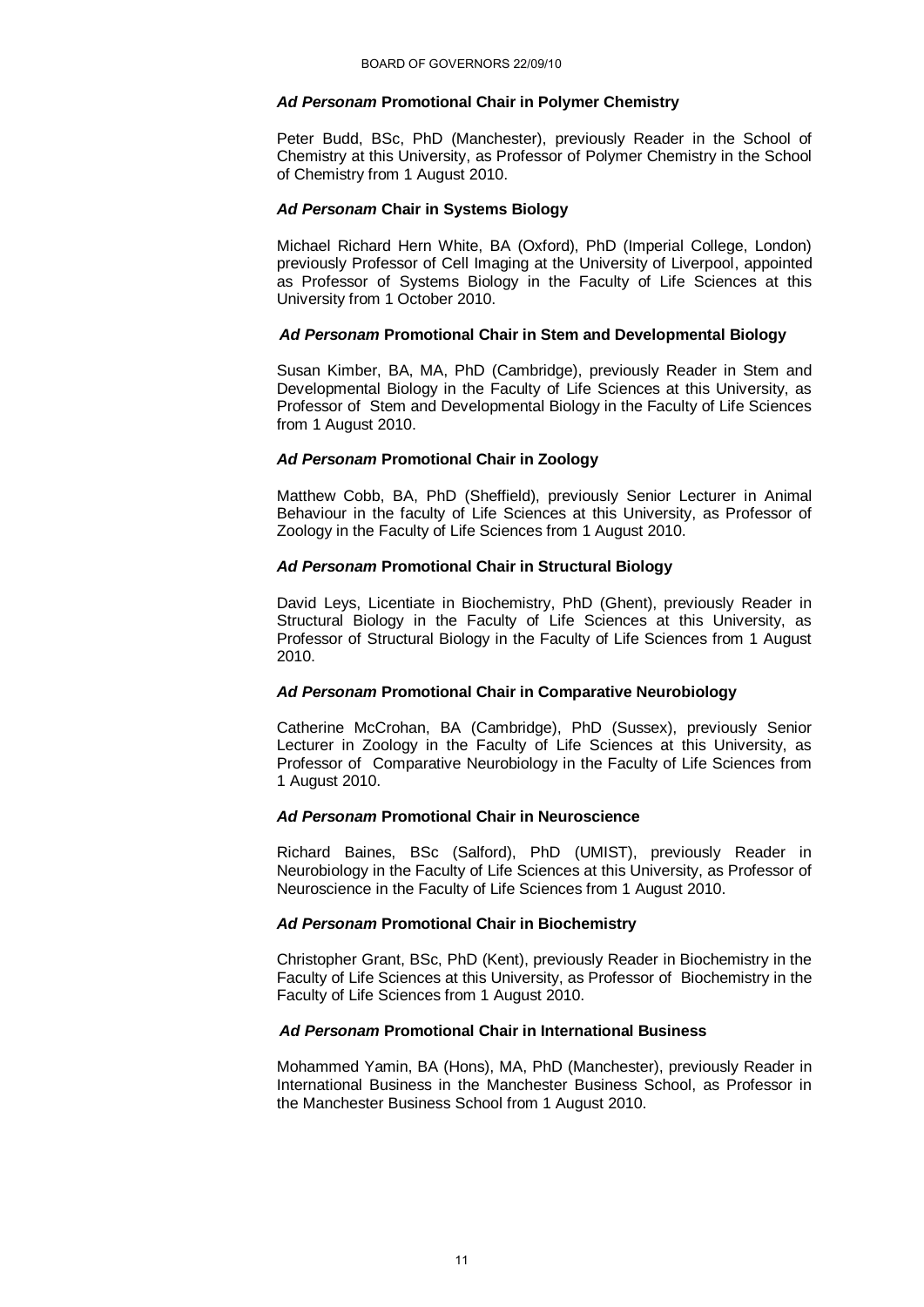### *Ad Personam* Promotional Chair in Polymer Chemistry

Peter Budd, BSc, PhD (Manchester), previously Reader in the School of Chemistry at this University, as Professor of Polymer Chemistry in the School of Chemistry from 1 August 2010.

### *Ad Personam* Chair in Systems Biology

Michael Richard Hern White, BA (Oxford), PhD (Imperial College, London) previously Professor of Cell Imaging at the University of Liverpool, appointed as Professor of Systems Biology in the Faculty of Life Sciences at this University from 1 October 2010.

### *Ad Personam* Promotional Chair in Stem and Developmental Biology

Susan Kimber, BA, MA, PhD (Cambridge), previously Reader in Stem and Developmental Biology in the Faculty of Life Sciences at this University, as Professor of Stem and Developmental Biology in the Faculty of Life Sciences from 1 August 2010.

### *Ad Personam* Promotional Chair in Zoology

Matthew Cobb, BA, PhD (Sheffield), previously Senior Lecturer in Animal Behaviour in the faculty of Life Sciences at this University, as Professor of Zoology in the Faculty of Life Sciences from 1 August 2010.

### *Ad Personam* Promotional Chair in Structural Biology

David Leys, Licentiate in Biochemistry, PhD (Ghent), previously Reader in Structural Biology in the Faculty of Life Sciences at this University, as Professor of Structural Biology in the Faculty of Life Sciences from 1 August 2010.

### *Ad Personam* Promotional Chair in Comparative Neurobiology

Catherine McCrohan, BA (Cambridge), PhD (Sussex), previously Senior Lecturer in Zoology in the Faculty of Life Sciences at this University, as Professor of Comparative Neurobiology in the Faculty of Life Sciences from 1 August 2010.

### *Ad Personam* Promotional Chair in Neuroscience

Richard Baines, BSc (Salford), PhD (UMIST), previously Reader in Neurobiology in the Faculty of Life Sciences at this University, as Professor of Neuroscience in the Faculty of Life Sciences from 1 August 2010.

### *Ad Personam* Promotional Chair in Biochemistry

Christopher Grant, BSc, PhD (Kent), previously Reader in Biochemistry in the Faculty of Life Sciences at this University, as Professor of Biochemistry in the Faculty of Life Sciences from 1 August 2010.

### *Ad Personam* Promotional Chair in International Business

Mohammed Yamin, BA (Hons), MA, PhD (Manchester), previously Reader in International Business in the Manchester Business School, as Professor in the Manchester Business School from 1 August 2010.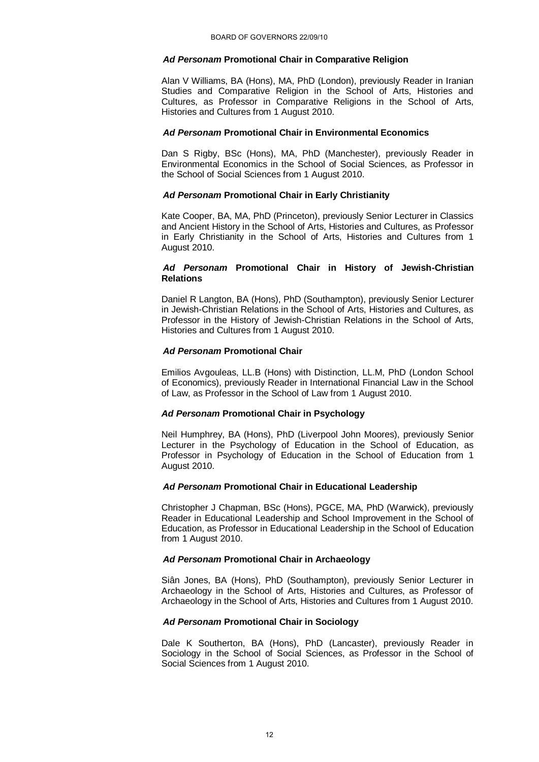### *Ad Personam* **Promotional Chair in Comparative Religion**

Alan V Williams, BA (Hons), MA, PhD (London), previously Reader in Iranian Studies and Comparative Religion in the School of Arts, Histories and Cultures, as Professor in Comparative Religions in the School of Arts, Histories and Cultures from 1 August 2010.

### *Ad Personam* **Promotional Chair in Environmental Economics**

Dan S Rigby, BSc (Hons), MA, PhD (Manchester), previously Reader in Environmental Economics in the School of Social Sciences, as Professor in the School of Social Sciences from 1 August 2010.

### *Ad Personam* **Promotional Chair in Early Christianity**

Kate Cooper, BA, MA, PhD (Princeton), previously Senior Lecturer in Classics and Ancient History in the School of Arts, Histories and Cultures, as Professor in Early Christianity in the School of Arts, Histories and Cultures from 1 August 2010.

### *Ad Personam* **Promotional Chair in History of Jewish-Christian Relations**

Daniel R Langton, BA (Hons), PhD (Southampton), previously Senior Lecturer in Jewish-Christian Relations in the School of Arts, Histories and Cultures, as Professor in the History of Jewish-Christian Relations in the School of Arts, Histories and Cultures from 1 August 2010.

### *Ad Personam* **Promotional Chair**

Emilios Avgouleas, LL.B (Hons) with Distinction, LL.M, PhD (London School of Economics), previously Reader in International Financial Law in the School of Law, as Professor in the School of Law from 1 August 2010.

### *Ad Personam* **Promotional Chair in Psychology**

Neil Humphrey, BA (Hons), PhD (Liverpool John Moores), previously Senior Lecturer in the Psychology of Education in the School of Education, as Professor in Psychology of Education in the School of Education from 1 August 2010.

### *Ad Personam* **Promotional Chair in Educational Leadership**

Christopher J Chapman, BSc (Hons), PGCE, MA, PhD (Warwick), previously Reader in Educational Leadership and School Improvement in the School of Education, as Professor in Educational Leadership in the School of Education from 1 August 2010.

### *Ad Personam* **Promotional Chair in Archaeology**

Siân Jones, BA (Hons), PhD (Southampton), previously Senior Lecturer in Archaeology in the School of Arts, Histories and Cultures, as Professor of Archaeology in the School of Arts, Histories and Cultures from 1 August 2010.

### *Ad Personam* **Promotional Chair in Sociology**

Dale K Southerton, BA (Hons), PhD (Lancaster), previously Reader in Sociology in the School of Social Sciences, as Professor in the School of Social Sciences from 1 August 2010.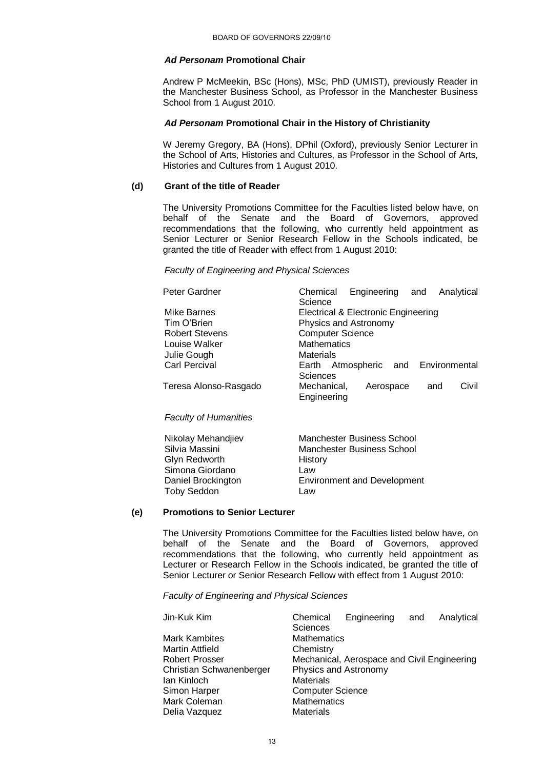### *Ad Personam* Promotional Chair

Andrew P McMeekin, BSc (Hons), MSc, PhD (UMIST), previously Reader in the Manchester Business School, as Professor in the Manchester Business School from 1 August 2010.

### *Ad Personam* Promotional Chair in the History of Christianity

W Jeremy Gregory, BA (Hons), DPhil (Oxford), previously Senior Lecturer in the School of Arts, Histories and Cultures, as Professor in the School of Arts, Histories and Cultures from 1 August 2010.

### (d) Grant of the title of Reader

The University Promotions Committee for the Faculties listed below have, on behalf of the Senate and the Board of Governors, approved recommendations that the following, who currently held appointment as Senior Lecturer or Senior Research Fellow in the Schools indicated, be granted the title of Reader with effect from 1 August 2010:

*Faculty of Engineering and Physical Sciences*

| | |
|---|---|
| Peter Gardner | Chemical Engineering and Analytical Science |
| Mike Barnes | Electrical & Electronic Engineering |
| Tim O'Brien | Physics and Astronomy |
| Robert Stevens | Computer Science |
| Louise Walker | Mathematics |
| Julie Gough | Materials |
| Carl Percival | Earth Atmospheric and Environmental Sciences |
| Teresa Alonso-Rasgado | Mechanical, Aerospace and Civil Engineering |

*Faculty of Humanities*

| | |
|---|---|
| Nikolay Mehandjiev | Manchester Business School |
| Silvia Massini | Manchester Business School |
| Glyn Redworth | History |
| Simona Giordano | Law |
| Daniel Brockington | Environment and Development |
| Toby Seddon | Law |

### (e) Promotions to Senior Lecturer

The University Promotions Committee for the Faculties listed below have, on behalf of the Senate and the Board of Governors, approved recommendations that the following, who currently held appointment as Lecturer or Research Fellow in the Schools indicated, be granted the title of Senior Lecturer or Senior Research Fellow with effect from 1 August 2010:

*Faculty of Engineering and Physical Sciences*

| | |
|---|---|
| Jin-Kuk Kim | Chemical Engineering and Analytical Sciences |
| Mark Kambites | Mathematics |
| Martin Attfield | Chemistry |
| Robert Prosser | Mechanical, Aerospace and Civil Engineering |
| Christian Schwanenberger | Physics and Astronomy |
| Ian Kinloch | Materials |
| Simon Harper | Computer Science |
| Mark Coleman | Mathematics |
| Delia Vazquez | Materials |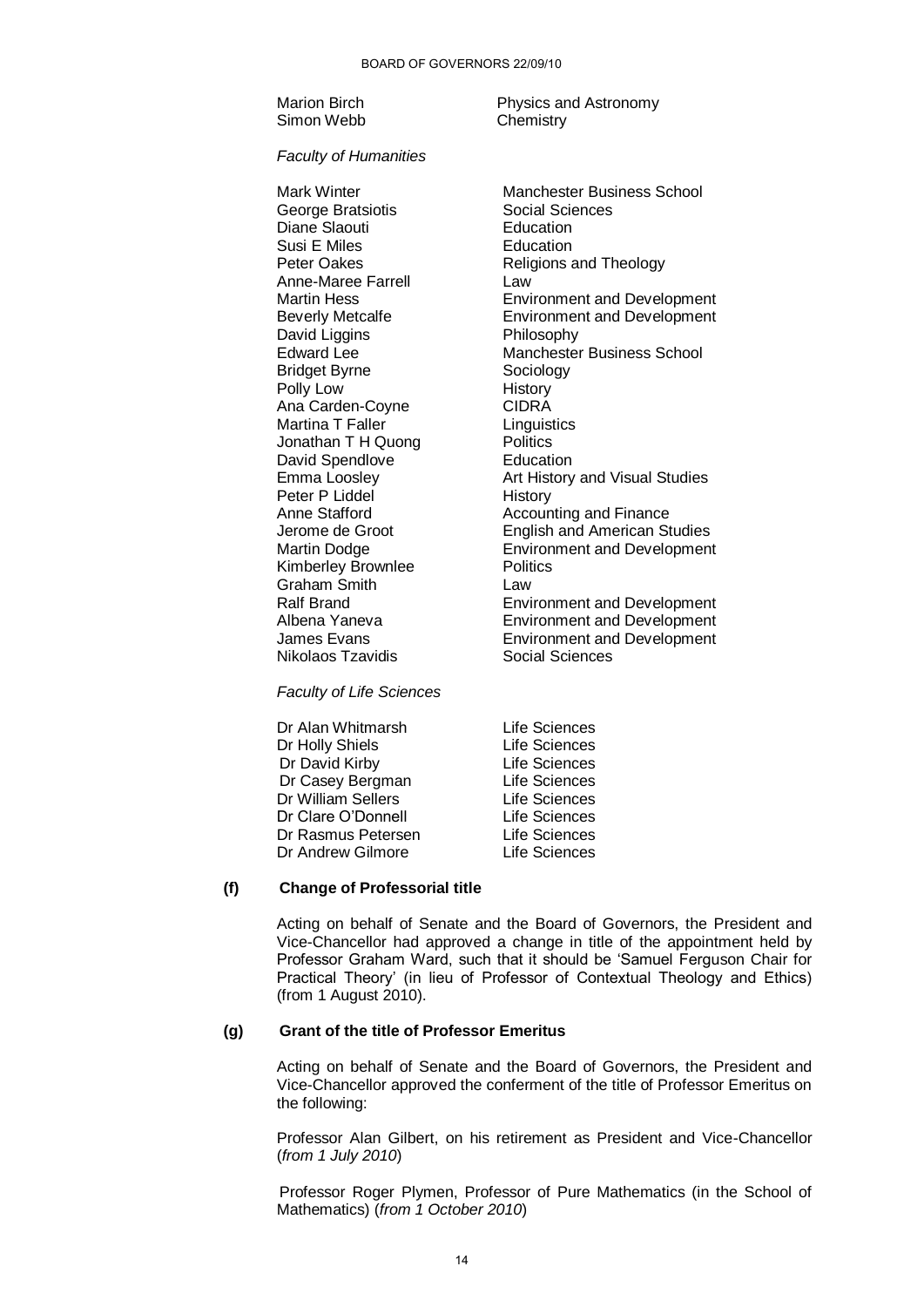| | |
|---|---|
| Marion Birch | Physics and Astronomy |
| Simon Webb | Chemistry |

*Faculty of Humanities*

| | |
|---|---|
| Mark Winter | Manchester Business School |
| George Bratsiotis | Social Sciences |
| Diane Slaouti | Education |
| Susi E Miles | Education |
| Peter Oakes | Religions and Theology |
| Anne-Maree Farrell | Law |
| Martin Hess | Environment and Development |
| Beverly Metcalfe | Environment and Development |
| David Liggins | Philosophy |
| Edward Lee | Manchester Business School |
| Bridget Byrne | Sociology |
| Polly Low | History |
| Ana Carden-Coyne | CIDRA |
| Martina T Faller | Linguistics |
| Jonathan T H Quong | Politics |
| David Spendlove | Education |
| Emma Loosley | Art History and Visual Studies |
| Peter P Liddel | History |
| Anne Stafford | Accounting and Finance |
| Jerome de Groot | English and American Studies |
| Martin Dodge | Environment and Development |
| Kimberley Brownlee | Politics |
| Graham Smith | Law |
| Ralf Brand | Environment and Development |
| Albena Yaneva | Environment and Development |
| James Evans | Environment and Development |
| Nikolaos Tzavidis | Social Sciences |

*Faculty of Life Sciences*

| | |
|---|---|
| Dr Alan Whitmarsh | Life Sciences |
| Dr Holly Shiels | Life Sciences |
| Dr David Kirby | Life Sciences |
| Dr Casey Bergman | Life Sciences |
| Dr William Sellers | Life Sciences |
| Dr Clare O'Donnell | Life Sciences |
| Dr Rasmus Petersen | Life Sciences |
| Dr Andrew Gilmore | Life Sciences |

**(f) Change of Professorial title**

Acting on behalf of Senate and the Board of Governors, the President and Vice-Chancellor had approved a change in title of the appointment held by Professor Graham Ward, such that it should be 'Samuel Ferguson Chair for Practical Theory' (in lieu of Professor of Contextual Theology and Ethics) (from 1 August 2010).

**(g) Grant of the title of Professor Emeritus**

Acting on behalf of Senate and the Board of Governors, the President and Vice-Chancellor approved the conferment of the title of Professor Emeritus on the following:

Professor Alan Gilbert, on his retirement as President and Vice-Chancellor (*from 1 July 2010*)

Professor Roger Plymen, Professor of Pure Mathematics (in the School of Mathematics) (*from 1 October 2010*)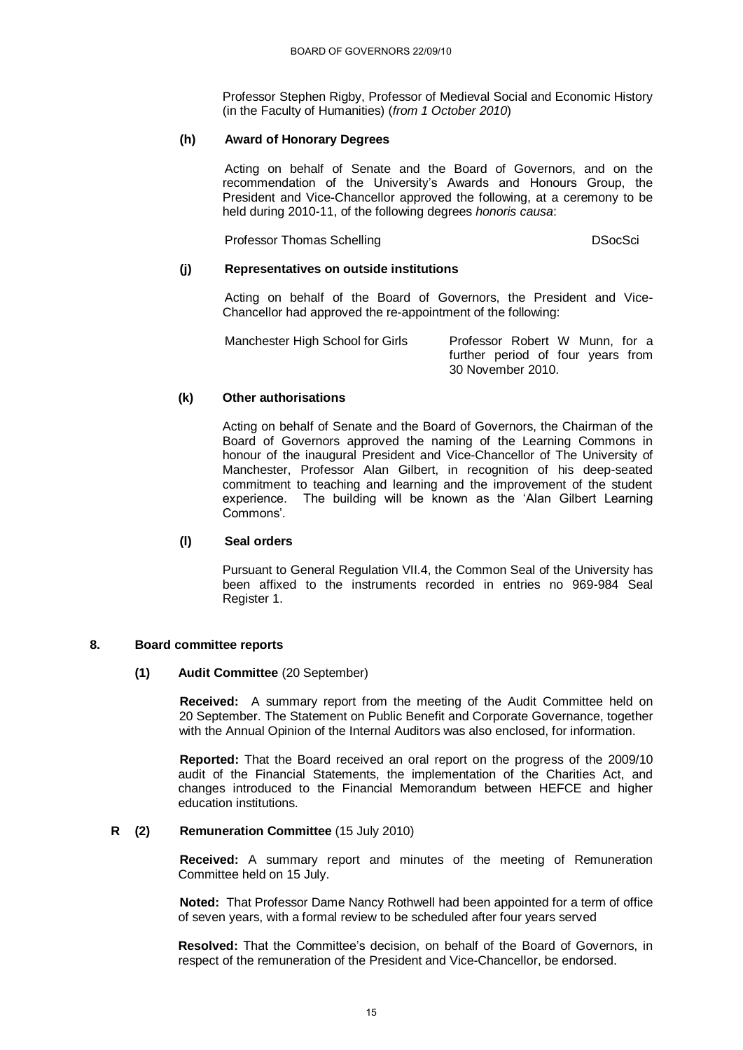Professor Stephen Rigby, Professor of Medieval Social and Economic History (in the Faculty of Humanities) (*from 1 October 2010*)

**(h) Award of Honorary Degrees**

Acting on behalf of Senate and the Board of Governors, and on the recommendation of the University's Awards and Honours Group, the President and Vice-Chancellor approved the following, at a ceremony to be held during 2010-11, of the following degrees *honoris causa*:

| | |
|---|---|
| Professor Thomas Schelling | DSocSci |

**(j) Representatives on outside institutions**

Acting on behalf of the Board of Governors, the President and Vice-Chancellor had approved the re-appointment of the following:

| | |
|---|---|
| Manchester High School for Girls | Professor Robert W Munn, for a further period of four years from 30 November 2010. |

**(k) Other authorisations**

Acting on behalf of Senate and the Board of Governors, the Chairman of the Board of Governors approved the naming of the Learning Commons in honour of the inaugural President and Vice-Chancellor of The University of Manchester, Professor Alan Gilbert, in recognition of his deep-seated commitment to teaching and learning and the improvement of the student experience. The building will be known as the 'Alan Gilbert Learning Commons'.

**(l) Seal orders**

Pursuant to General Regulation VII.4, the Common Seal of the University has been affixed to the instruments recorded in entries no 969-984 Seal Register 1.

## 8. Board committee reports

**(1) Audit Committee** (20 September)

**Received:** A summary report from the meeting of the Audit Committee held on 20 September. The Statement on Public Benefit and Corporate Governance, together with the Annual Opinion of the Internal Auditors was also enclosed, for information.

**Reported:** That the Board received an oral report on the progress of the 2009/10 audit of the Financial Statements, the implementation of the Charities Act, and changes introduced to the Financial Memorandum between HEFCE and higher education institutions.

**R (2) Remuneration Committee** (15 July 2010)

**Received:** A summary report and minutes of the meeting of Remuneration Committee held on 15 July.

**Noted:** That Professor Dame Nancy Rothwell had been appointed for a term of office of seven years, with a formal review to be scheduled after four years served

**Resolved:** That the Committee's decision, on behalf of the Board of Governors, in respect of the remuneration of the President and Vice-Chancellor, be endorsed.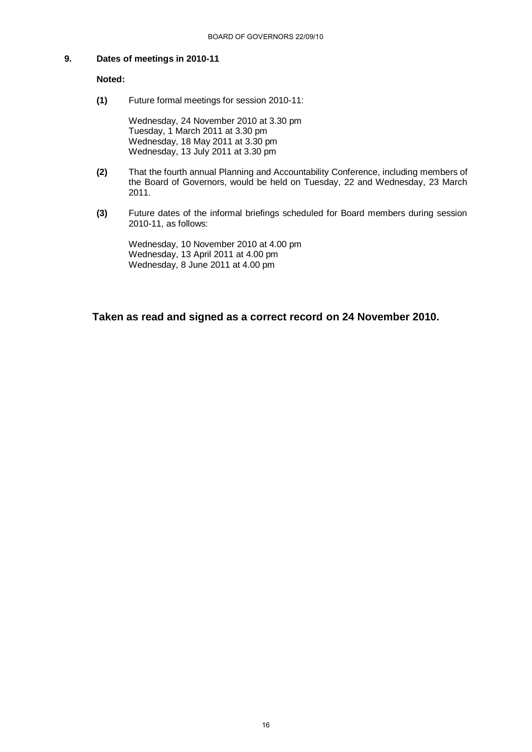**9. Dates of meetings in 2010-11**

**Noted:**

**(1)** Future formal meetings for session 2010-11:

Wednesday, 24 November 2010 at 3.30 pm
Tuesday, 1 March 2011 at 3.30 pm
Wednesday, 18 May 2011 at 3.30 pm
Wednesday, 13 July 2011 at 3.30 pm

**(2)** That the fourth annual Planning and Accountability Conference, including members of the Board of Governors, would be held on Tuesday, 22 and Wednesday, 23 March 2011.

**(3)** Future dates of the informal briefings scheduled for Board members during session 2010-11, as follows:

Wednesday, 10 November 2010 at 4.00 pm
Wednesday, 13 April 2011 at 4.00 pm
Wednesday, 8 June 2011 at 4.00 pm

**Taken as read and signed as a correct record on 24 November 2010.**